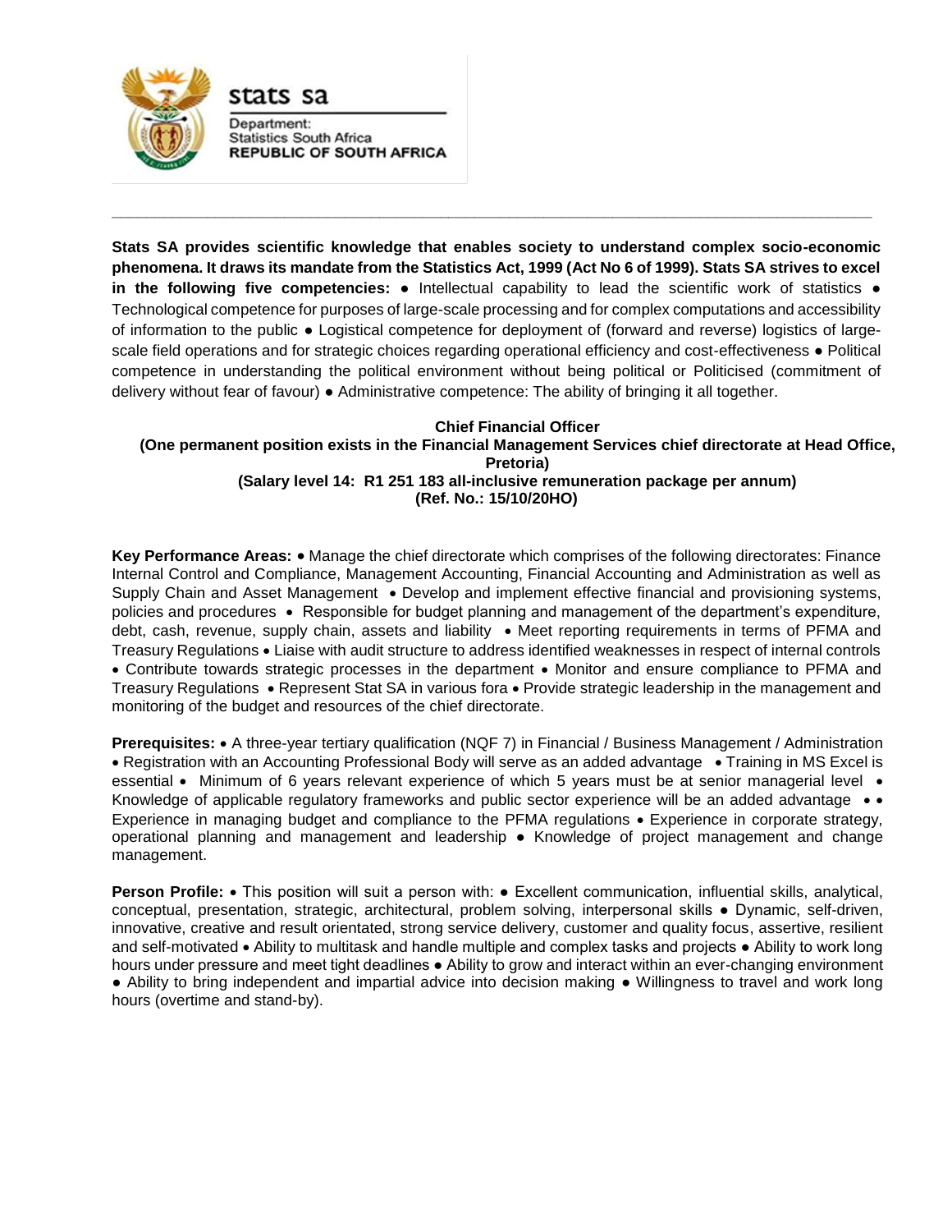stats sa

Department:
Statistics South Africa
**REPUBLIC OF SOUTH AFRICA**

---

**Stats SA provides scientific knowledge that enables society to understand complex socio-economic phenomena. It draws its mandate from the Statistics Act, 1999 (Act No 6 of 1999). Stats SA strives to excel in the following five competencies:** ● Intellectual capability to lead the scientific work of statistics ● Technological competence for purposes of large-scale processing and for complex computations and accessibility of information to the public ● Logistical competence for deployment of (forward and reverse) logistics of large-scale field operations and for strategic choices regarding operational efficiency and cost-effectiveness ● Political competence in understanding the political environment without being political or Politicised (commitment of delivery without fear of favour) ● Administrative competence: The ability of bringing it all together.

**Chief Financial Officer**
**(One permanent position exists in the Financial Management Services chief directorate at Head Office, Pretoria)**
**(Salary level 14: R1 251 183 all-inclusive remuneration package per annum)**
**(Ref. No.: 15/10/20HO)**

**Key Performance Areas:** • Manage the chief directorate which comprises of the following directorates: Finance Internal Control and Compliance, Management Accounting, Financial Accounting and Administration as well as Supply Chain and Asset Management • Develop and implement effective financial and provisioning systems, policies and procedures • Responsible for budget planning and management of the department's expenditure, debt, cash, revenue, supply chain, assets and liability • Meet reporting requirements in terms of PFMA and Treasury Regulations • Liaise with audit structure to address identified weaknesses in respect of internal controls • Contribute towards strategic processes in the department • Monitor and ensure compliance to PFMA and Treasury Regulations • Represent Stat SA in various fora • Provide strategic leadership in the management and monitoring of the budget and resources of the chief directorate.

**Prerequisites:** • A three-year tertiary qualification (NQF 7) in Financial / Business Management / Administration • Registration with an Accounting Professional Body will serve as an added advantage • Training in MS Excel is essential • Minimum of 6 years relevant experience of which 5 years must be at senior managerial level • Knowledge of applicable regulatory frameworks and public sector experience will be an added advantage • • Experience in managing budget and compliance to the PFMA regulations • Experience in corporate strategy, operational planning and management and leadership ● Knowledge of project management and change management.

**Person Profile:** • This position will suit a person with: ● Excellent communication, influential skills, analytical, conceptual, presentation, strategic, architectural, problem solving, interpersonal skills ● Dynamic, self-driven, innovative, creative and result orientated, strong service delivery, customer and quality focus, assertive, resilient and self-motivated • Ability to multitask and handle multiple and complex tasks and projects ● Ability to work long hours under pressure and meet tight deadlines ● Ability to grow and interact within an ever-changing environment ● Ability to bring independent and impartial advice into decision making ● Willingness to travel and work long hours (overtime and stand-by).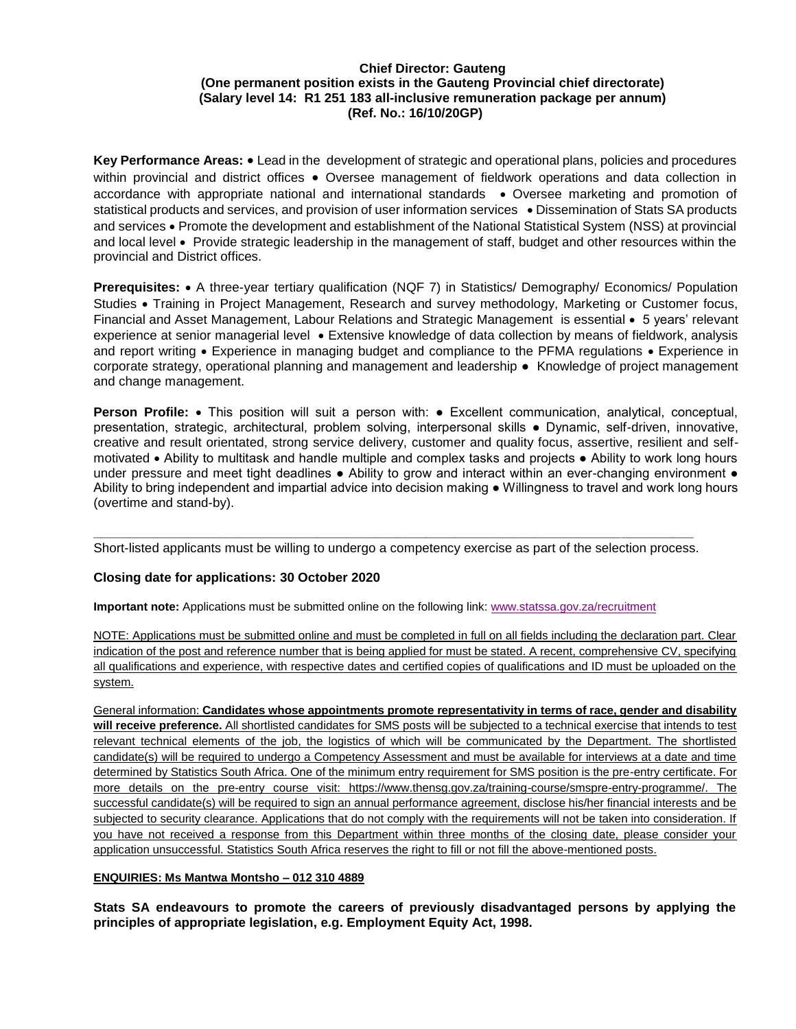**Chief Director: Gauteng**
**(One permanent position exists in the Gauteng Provincial chief directorate)**
**(Salary level 14: R1 251 183 all-inclusive remuneration package per annum)**
**(Ref. No.: 16/10/20GP)**

**Key Performance Areas:** • Lead in the development of strategic and operational plans, policies and procedures within provincial and district offices • Oversee management of fieldwork operations and data collection in accordance with appropriate national and international standards • Oversee marketing and promotion of statistical products and services, and provision of user information services • Dissemination of Stats SA products and services • Promote the development and establishment of the National Statistical System (NSS) at provincial and local level • Provide strategic leadership in the management of staff, budget and other resources within the provincial and District offices.

**Prerequisites:** • A three-year tertiary qualification (NQF 7) in Statistics/ Demography/ Economics/ Population Studies • Training in Project Management, Research and survey methodology, Marketing or Customer focus, Financial and Asset Management, Labour Relations and Strategic Management is essential • 5 years' relevant experience at senior managerial level • Extensive knowledge of data collection by means of fieldwork, analysis and report writing • Experience in managing budget and compliance to the PFMA regulations • Experience in corporate strategy, operational planning and management and leadership • Knowledge of project management and change management.

**Person Profile:** • This position will suit a person with: • Excellent communication, analytical, conceptual, presentation, strategic, architectural, problem solving, interpersonal skills • Dynamic, self-driven, innovative, creative and result orientated, strong service delivery, customer and quality focus, assertive, resilient and self-motivated • Ability to multitask and handle multiple and complex tasks and projects • Ability to work long hours under pressure and meet tight deadlines • Ability to grow and interact within an ever-changing environment • Ability to bring independent and impartial advice into decision making • Willingness to travel and work long hours (overtime and stand-by).

---

Short-listed applicants must be willing to undergo a competency exercise as part of the selection process.

**Closing date for applications: 30 October 2020**

**Important note:** Applications must be submitted online on the following link: www.statssa.gov.za/recruitment

NOTE: Applications must be submitted online and must be completed in full on all fields including the declaration part. Clear indication of the post and reference number that is being applied for must be stated. A recent, comprehensive CV, specifying all qualifications and experience, with respective dates and certified copies of qualifications and ID must be uploaded on the system.

General information: **Candidates whose appointments promote representativity in terms of race, gender and disability will receive preference.** All shortlisted candidates for SMS posts will be subjected to a technical exercise that intends to test relevant technical elements of the job, the logistics of which will be communicated by the Department. The shortlisted candidate(s) will be required to undergo a Competency Assessment and must be available for interviews at a date and time determined by Statistics South Africa. One of the minimum entry requirement for SMS position is the pre-entry certificate. For more details on the pre-entry course visit: https://www.thensg.gov.za/training-course/smspre-entry-programme/. The successful candidate(s) will be required to sign an annual performance agreement, disclose his/her financial interests and be subjected to security clearance. Applications that do not comply with the requirements will not be taken into consideration. If you have not received a response from this Department within three months of the closing date, please consider your application unsuccessful. Statistics South Africa reserves the right to fill or not fill the above-mentioned posts.

**ENQUIRIES: Ms Mantwa Montsho – 012 310 4889**

**Stats SA endeavours to promote the careers of previously disadvantaged persons by applying the principles of appropriate legislation, e.g. Employment Equity Act, 1998.**